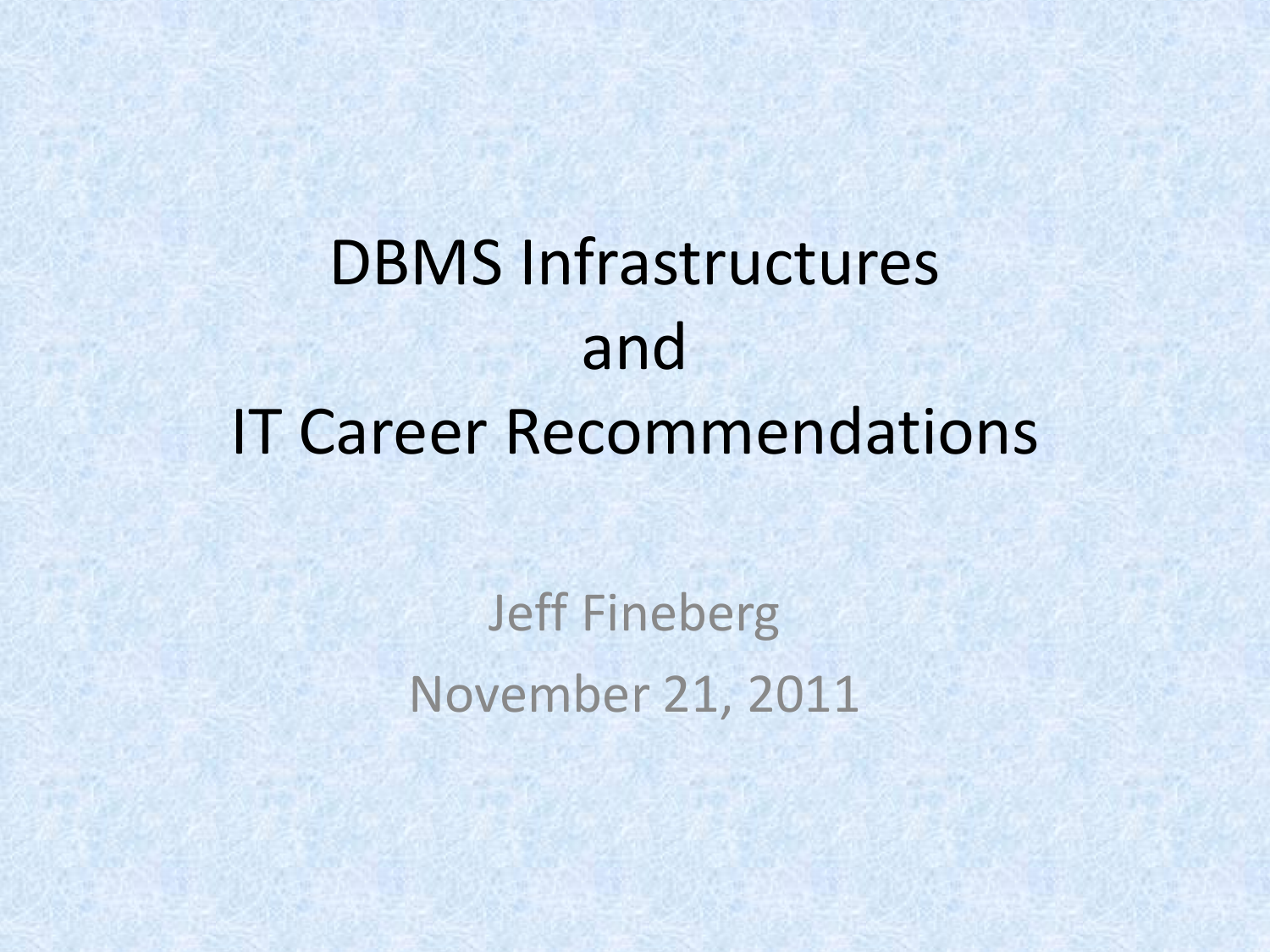# DBMS Infrastructures and IT Career Recommendations

Jeff Fineberg

November 21, 2011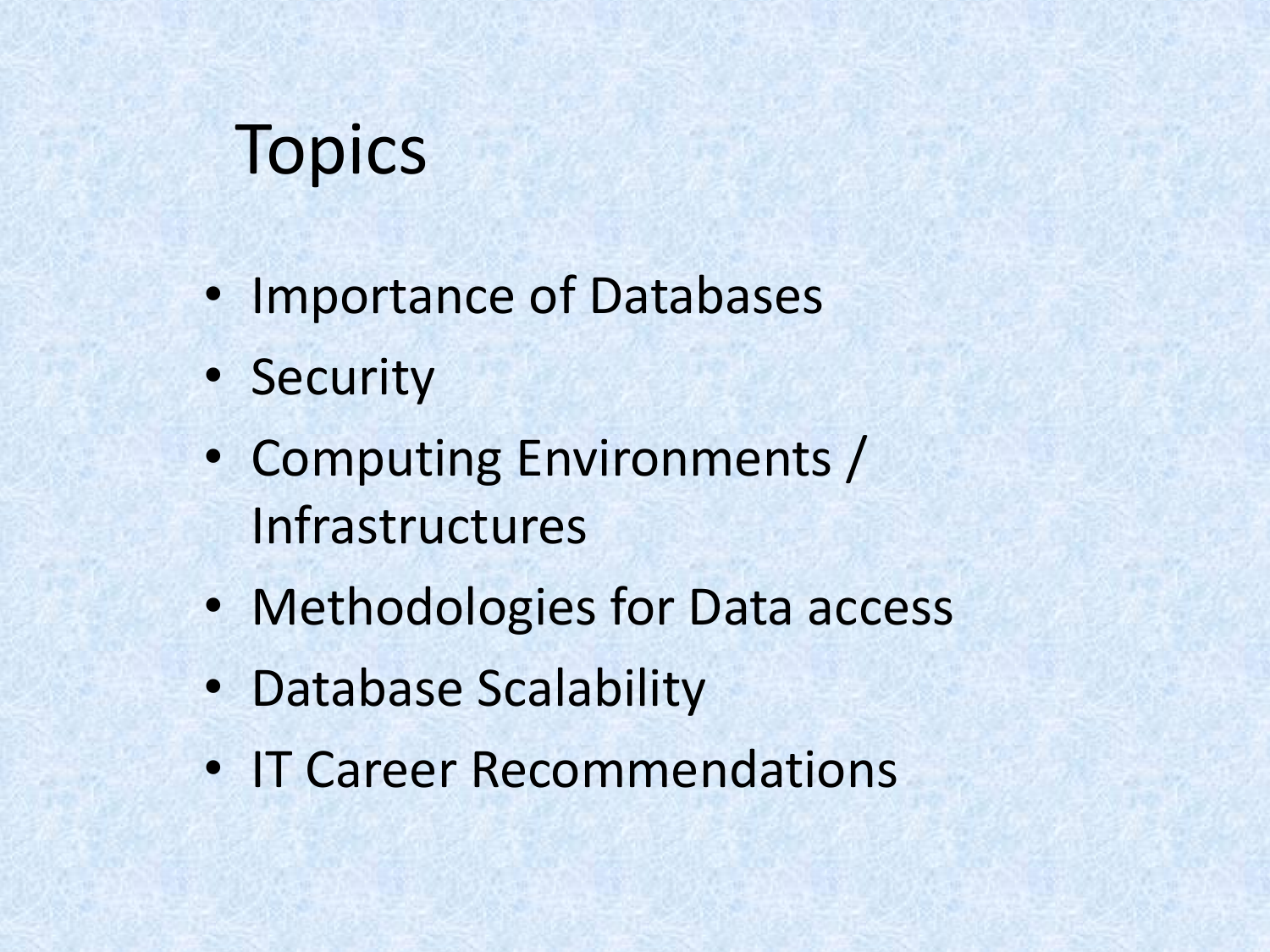# Topics

- Importance of Databases
- Security
- Computing Environments / Infrastructures
- Methodologies for Data access
- Database Scalability
- IT Career Recommendations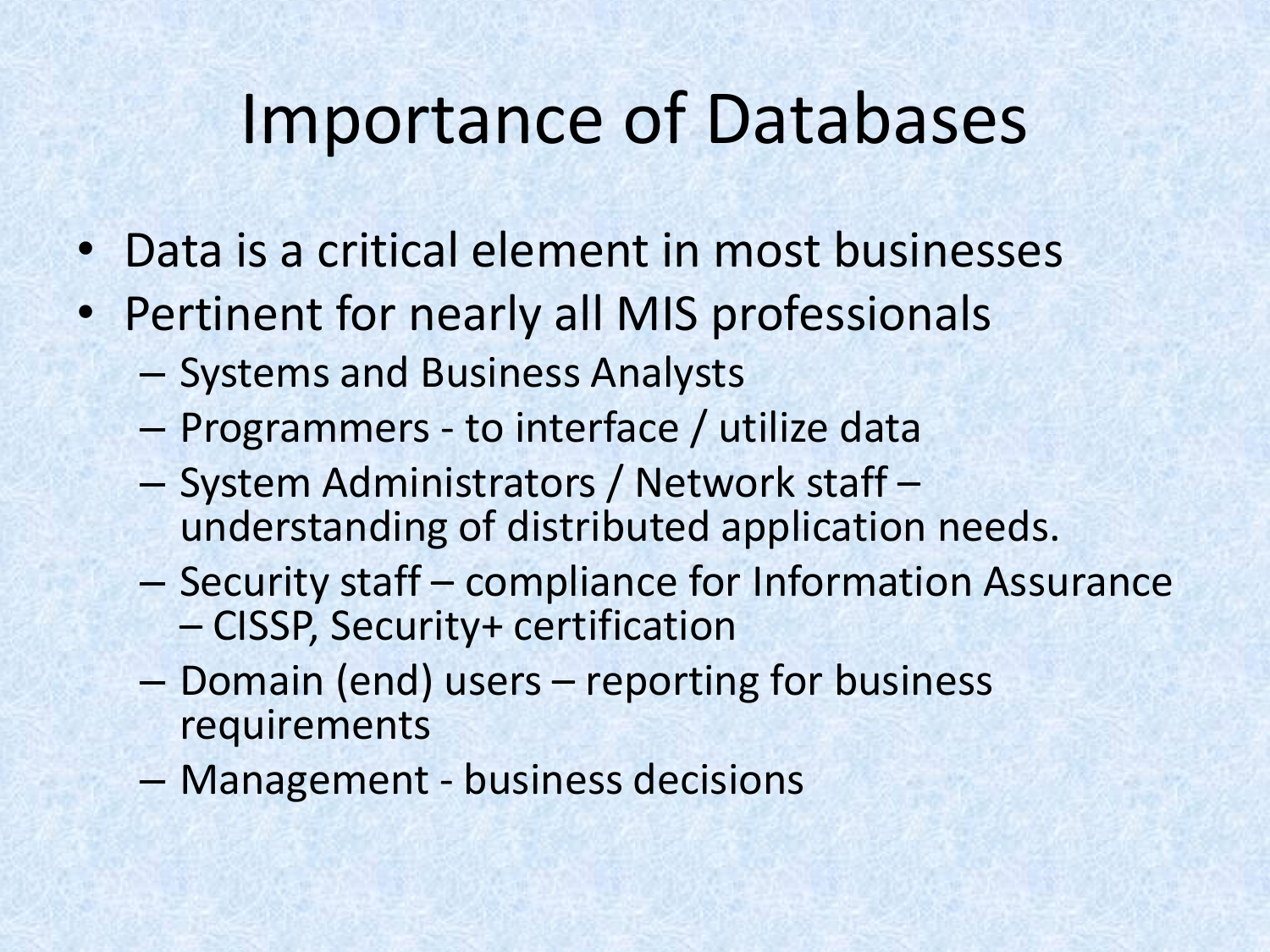# Importance of Databases

- Data is a critical element in most businesses
- Pertinent for nearly all MIS professionals
  - Systems and Business Analysts
  - Programmers - to interface / utilize data
  - System Administrators / Network staff – understanding of distributed application needs.
  - Security staff – compliance for Information Assurance – CISSP, Security+ certification
  - Domain (end) users – reporting for business requirements
  - Management - business decisions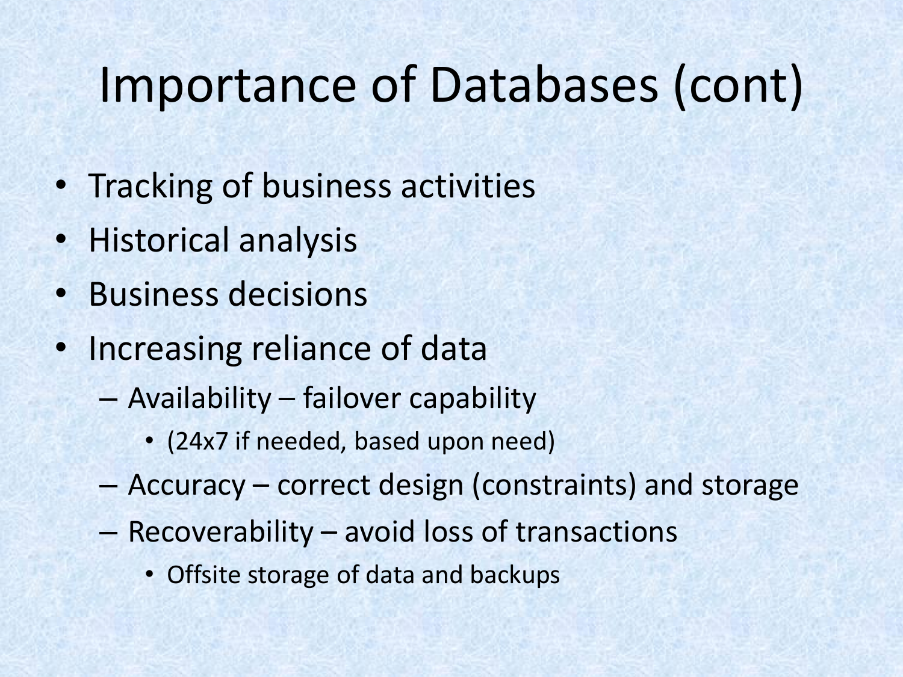# Importance of Databases (cont)

- Tracking of business activities
- Historical analysis
- Business decisions
- Increasing reliance of data
  - Availability – failover capability
    - (24x7 if needed, based upon need)
  - Accuracy – correct design (constraints) and storage
  - Recoverability – avoid loss of transactions
    - Offsite storage of data and backups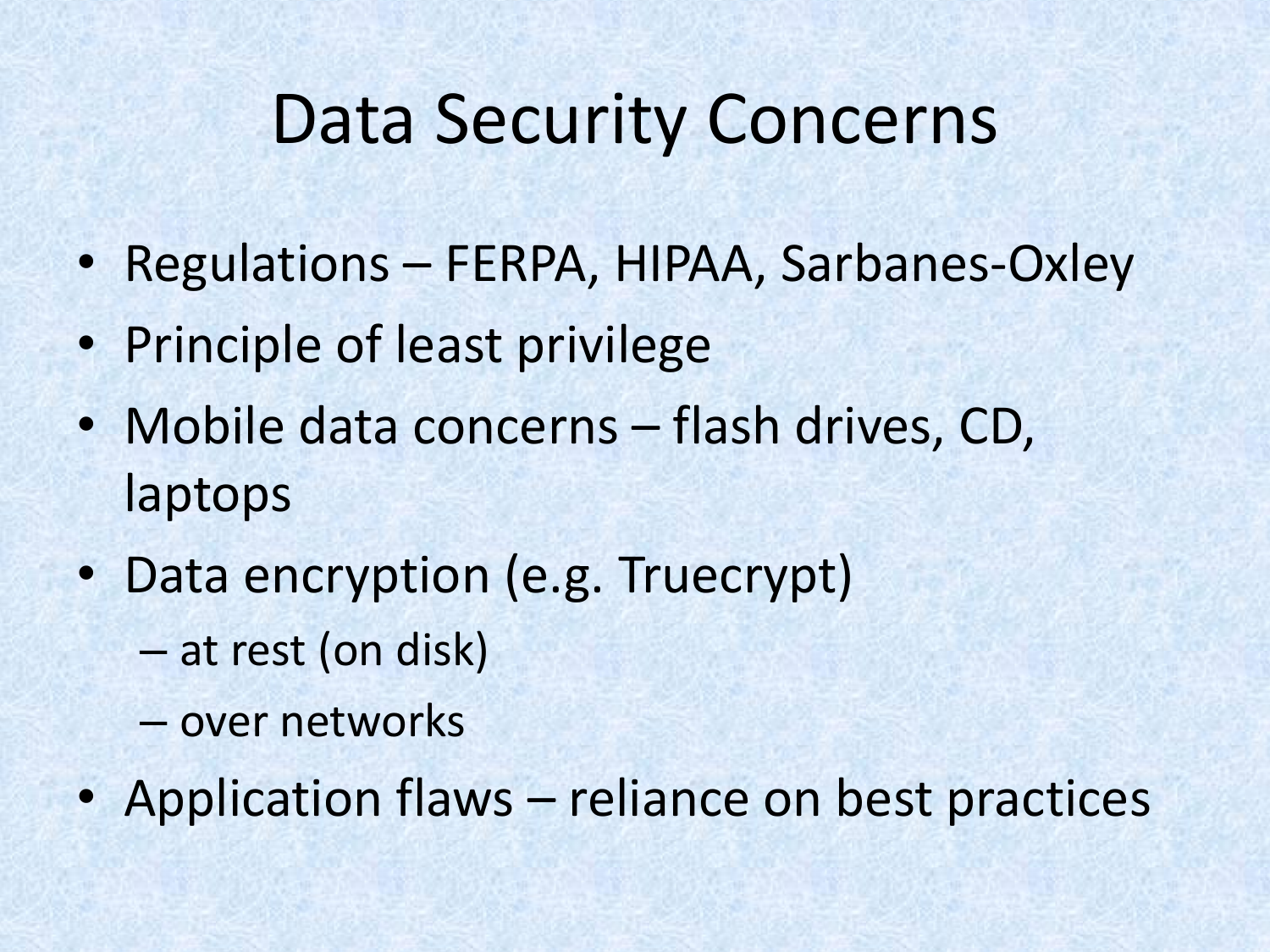# Data Security Concerns

- Regulations – FERPA, HIPAA, Sarbanes-Oxley
- Principle of least privilege
- Mobile data concerns – flash drives, CD, laptops
- Data encryption (e.g. Truecrypt)
  - at rest (on disk)
  - over networks
- Application flaws – reliance on best practices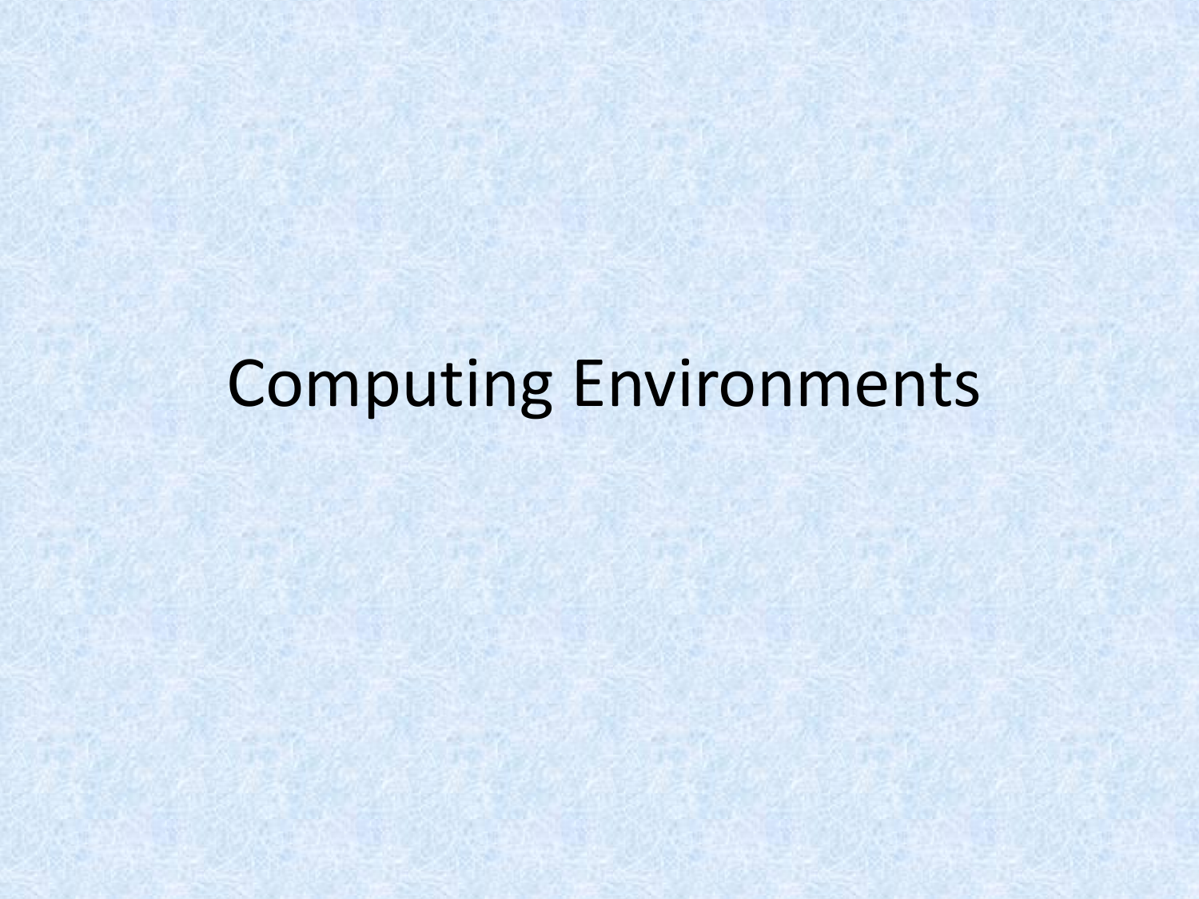# Computing Environments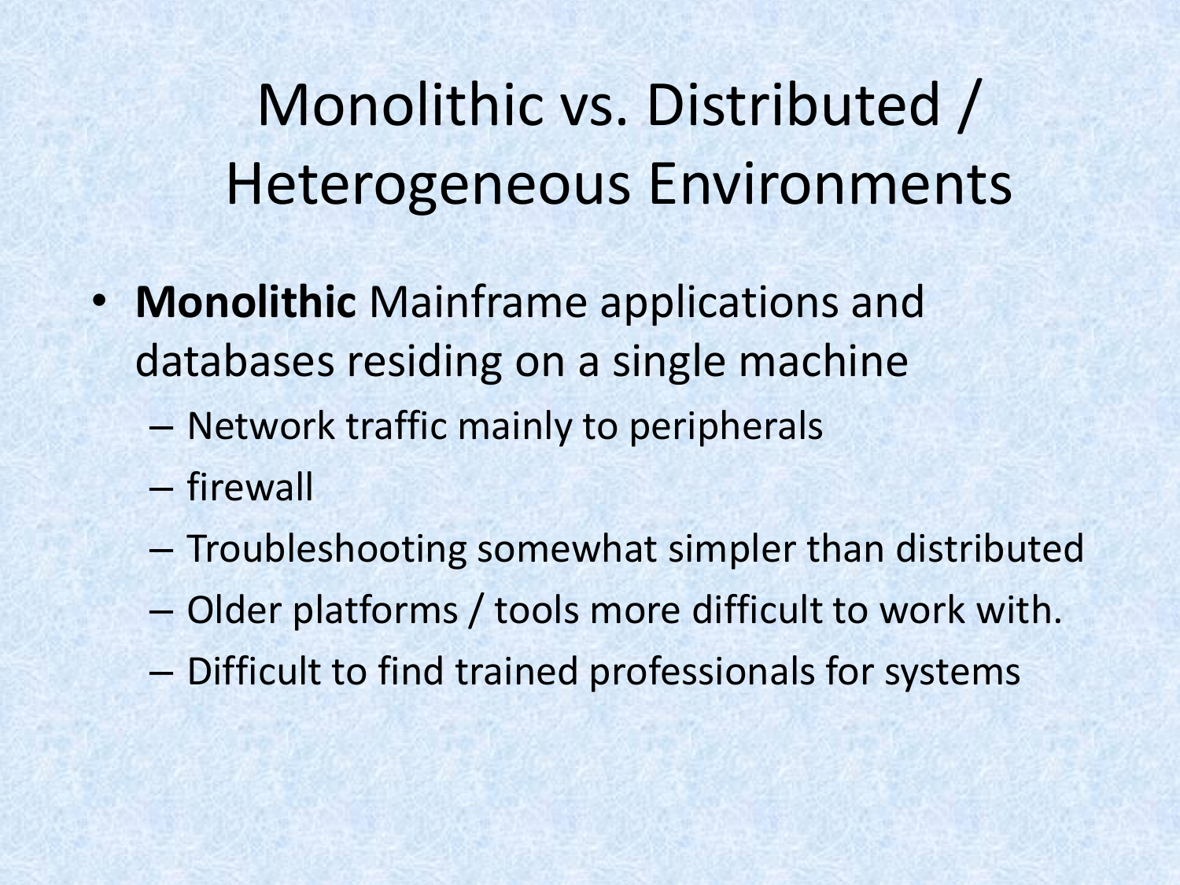# Monolithic vs. Distributed / Heterogeneous Environments

- **Monolithic** Mainframe applications and databases residing on a single machine
  - Network traffic mainly to peripherals
  - firewall
  - Troubleshooting somewhat simpler than distributed
  - Older platforms / tools more difficult to work with.
  - Difficult to find trained professionals for systems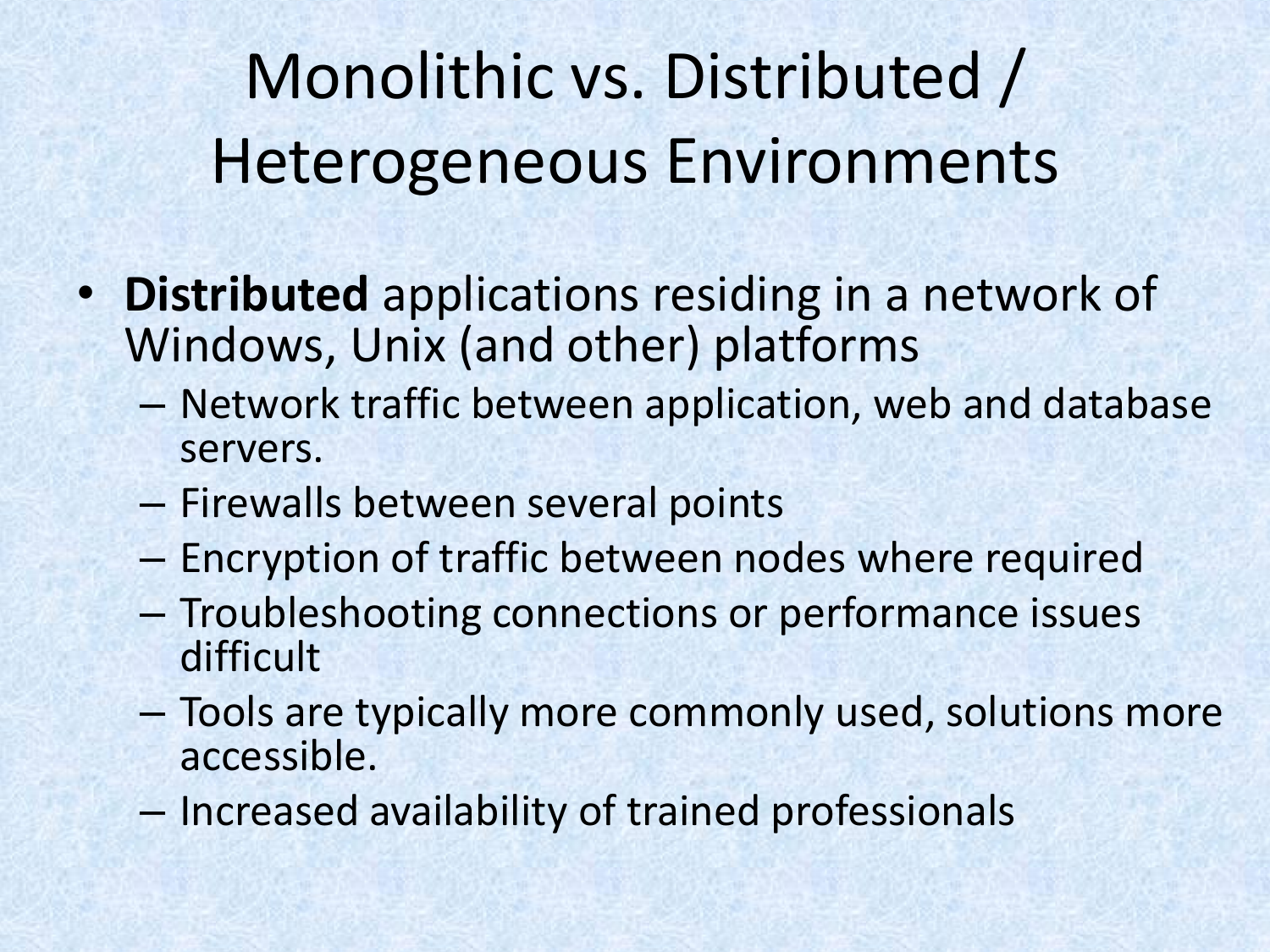# Monolithic vs. Distributed / Heterogeneous Environments

- **Distributed** applications residing in a network of Windows, Unix (and other) platforms
  - Network traffic between application, web and database servers.
  - Firewalls between several points
  - Encryption of traffic between nodes where required
  - Troubleshooting connections or performance issues difficult
  - Tools are typically more commonly used, solutions more accessible.
  - Increased availability of trained professionals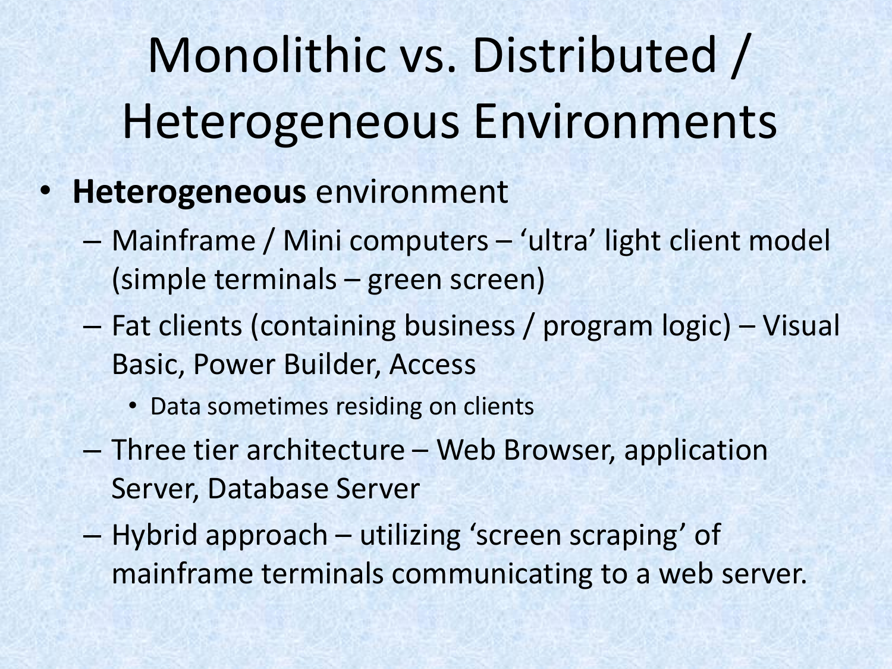# Monolithic vs. Distributed / Heterogeneous Environments

- **Heterogeneous** environment
  - Mainframe / Mini computers – 'ultra' light client model (simple terminals – green screen)
  - Fat clients (containing business / program logic) – Visual Basic, Power Builder, Access
    - Data sometimes residing on clients
  - Three tier architecture – Web Browser, application Server, Database Server
  - Hybrid approach – utilizing 'screen scraping' of mainframe terminals communicating to a web server.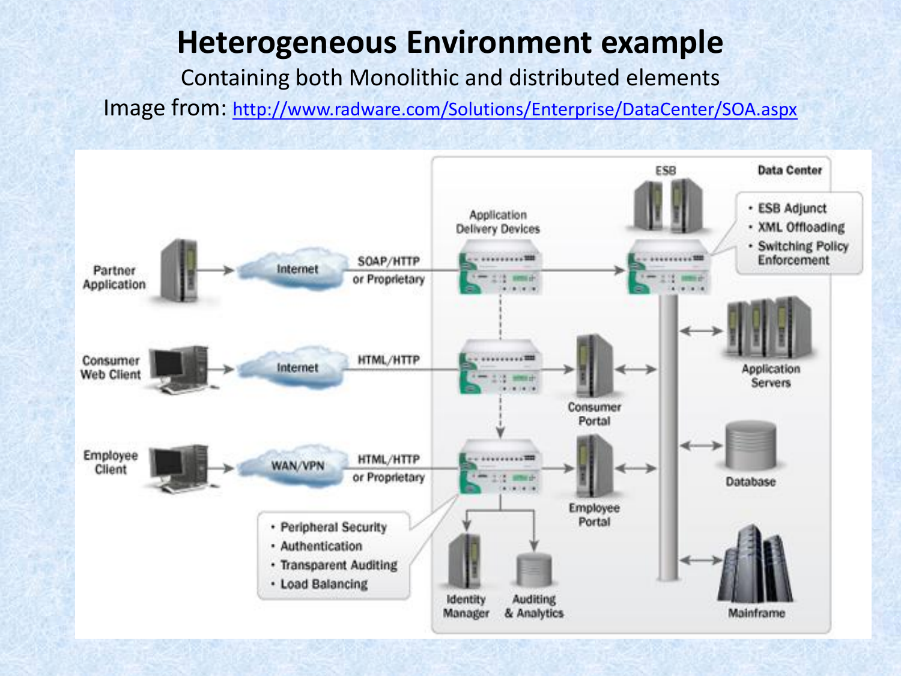# Heterogeneous Environment example

Containing both Monolithic and distributed elements

Image from: [http://www.radware.com/Solutions/Enterprise/DataCenter/SOA.aspx](http://www.radware.com/Solutions/Enterprise/DataCenter/SOA.aspx)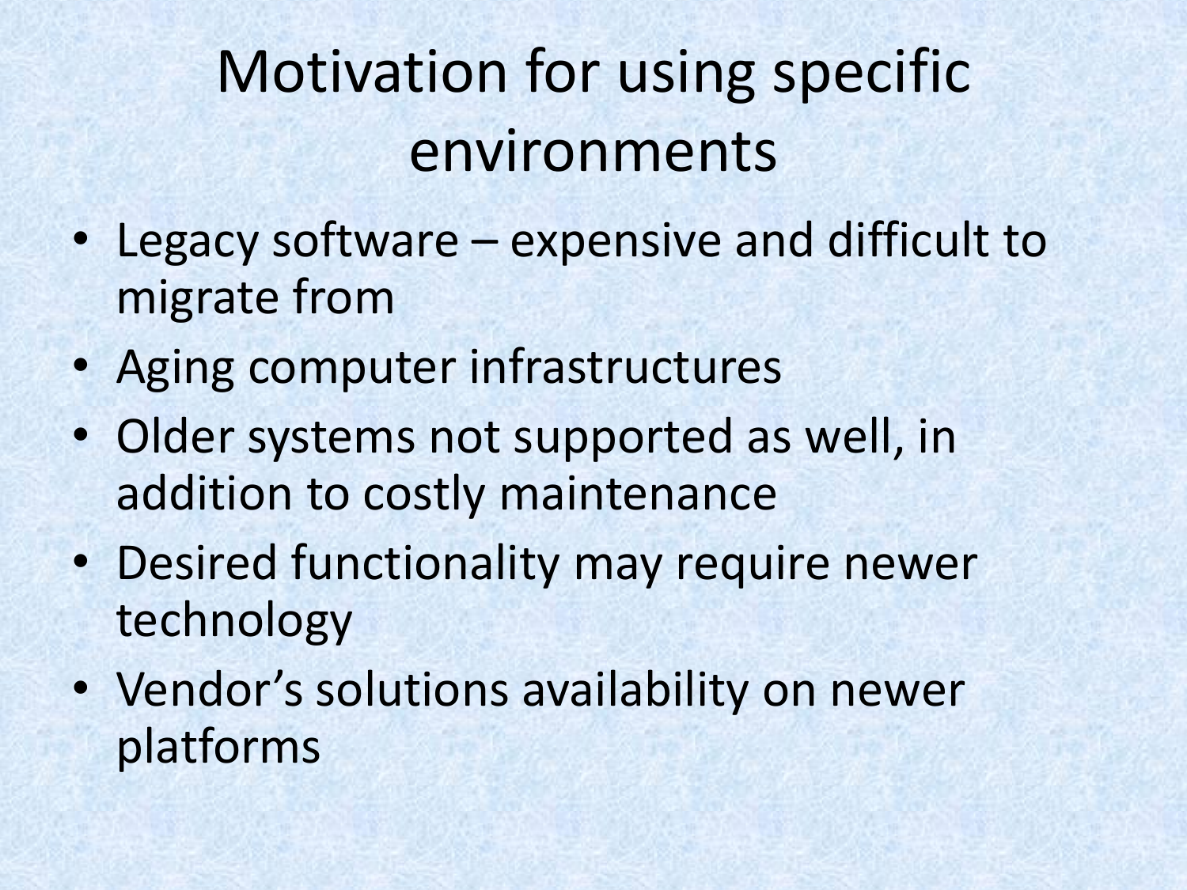# Motivation for using specific environments

- Legacy software – expensive and difficult to migrate from
- Aging computer infrastructures
- Older systems not supported as well, in addition to costly maintenance
- Desired functionality may require newer technology
- Vendor's solutions availability on newer platforms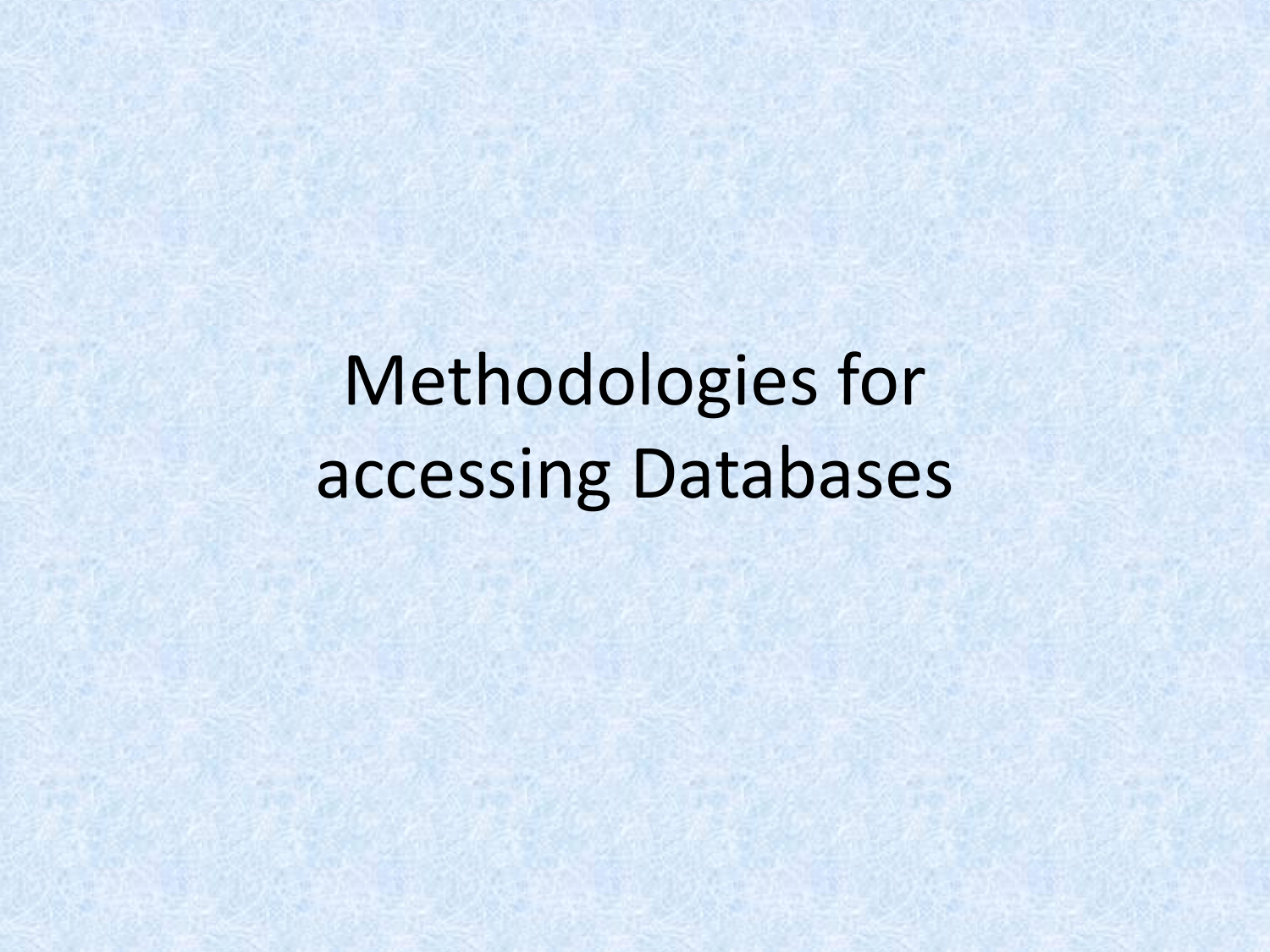# Methodologies for accessing Databases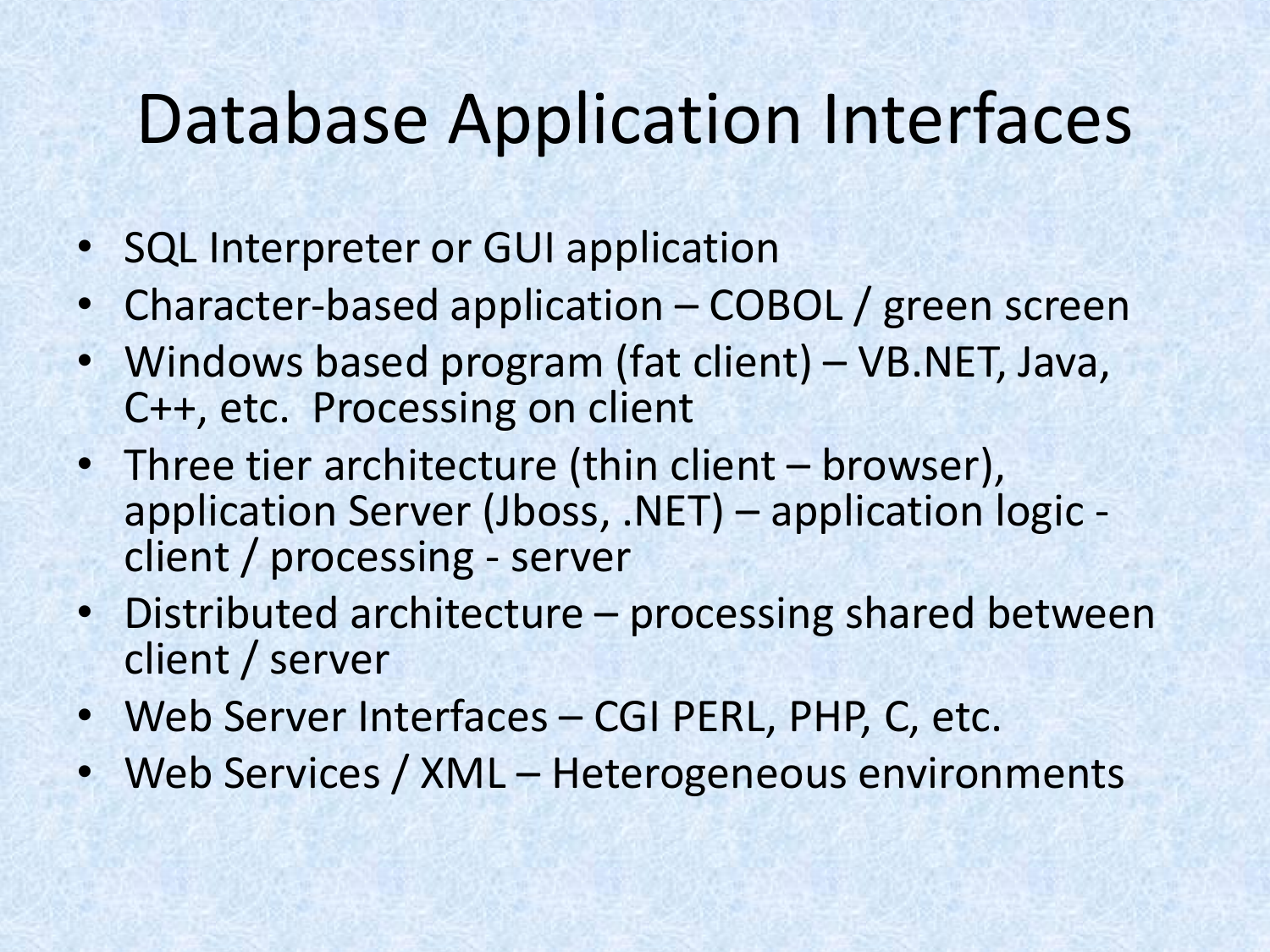# Database Application Interfaces

- SQL Interpreter or GUI application
- Character-based application – COBOL / green screen
- Windows based program (fat client) – VB.NET, Java, C++, etc. Processing on client
- Three tier architecture (thin client – browser), application Server (Jboss, .NET) – application logic - client / processing - server
- Distributed architecture – processing shared between client / server
- Web Server Interfaces – CGI PERL, PHP, C, etc.
- Web Services / XML – Heterogeneous environments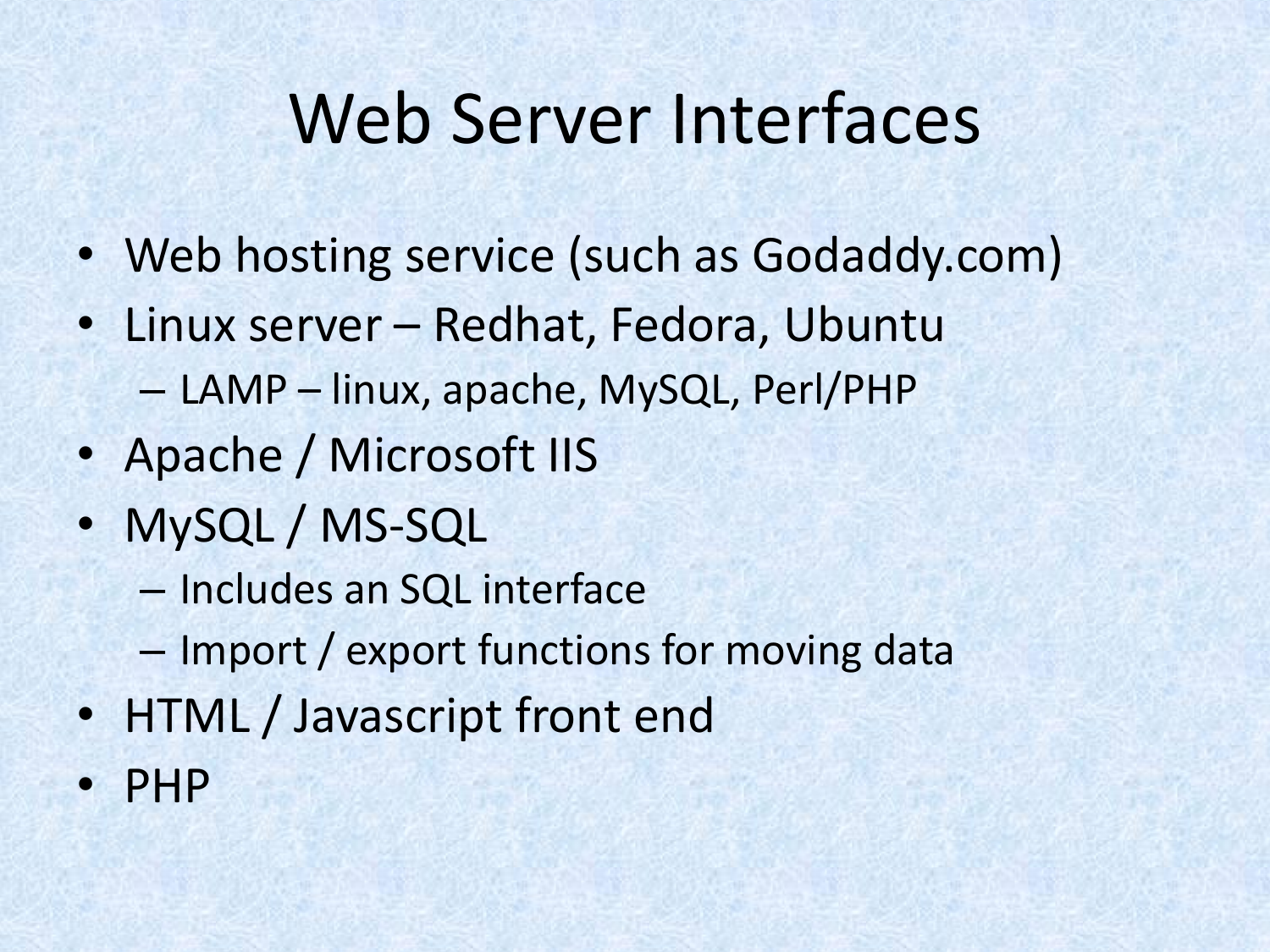# Web Server Interfaces

- Web hosting service (such as Godaddy.com)
- Linux server – Redhat, Fedora, Ubuntu
  - LAMP – linux, apache, MySQL, Perl/PHP
- Apache / Microsoft IIS
- MySQL / MS-SQL
  - Includes an SQL interface
  - Import / export functions for moving data
- HTML / Javascript front end
- PHP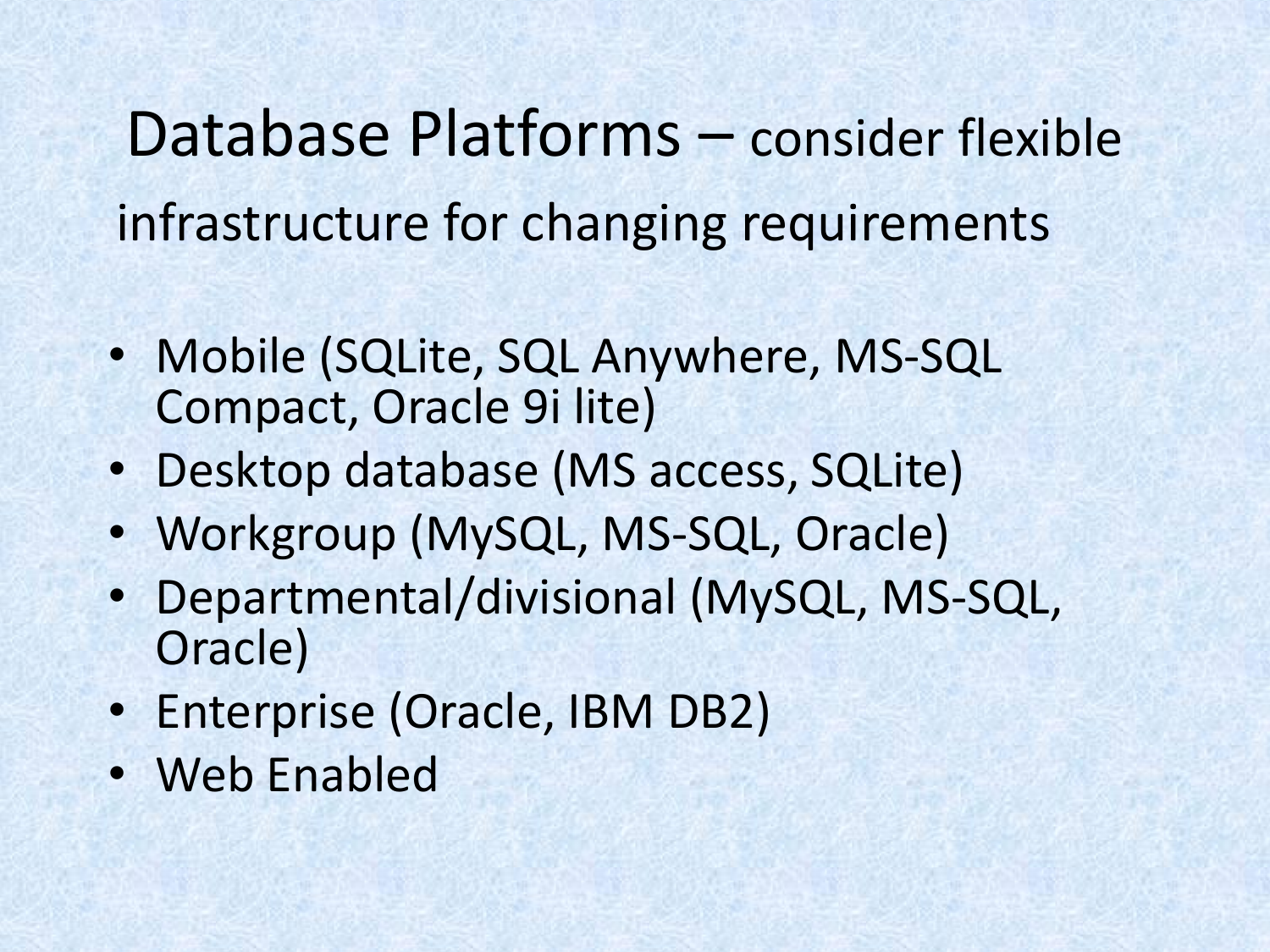# Database Platforms – consider flexible infrastructure for changing requirements

- Mobile (SQLite, SQL Anywhere, MS-SQL Compact, Oracle 9i lite)
- Desktop database (MS access, SQLite)
- Workgroup (MySQL, MS-SQL, Oracle)
- Departmental/divisional (MySQL, MS-SQL, Oracle)
- Enterprise (Oracle, IBM DB2)
- Web Enabled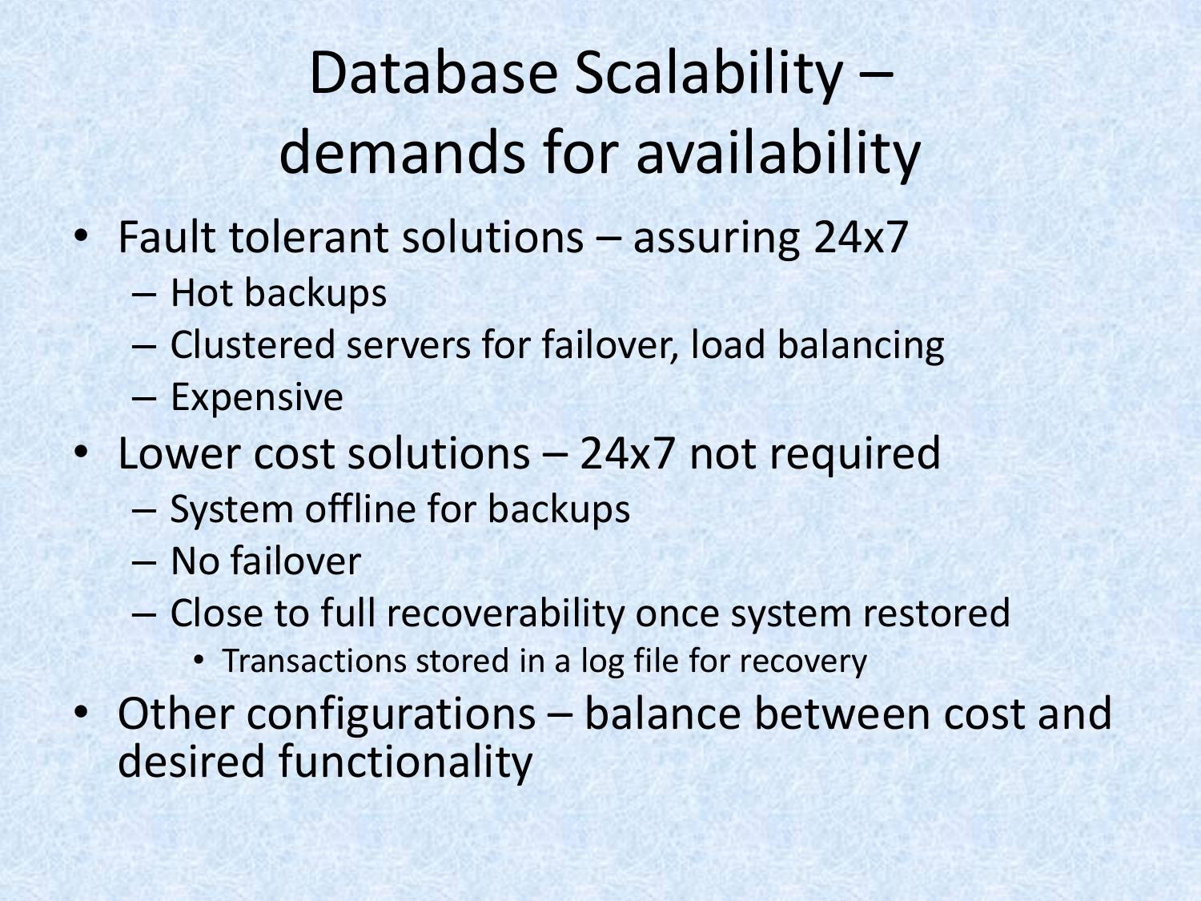# Database Scalability – demands for availability

- Fault tolerant solutions – assuring 24x7
  - Hot backups
  - Clustered servers for failover, load balancing
  - Expensive
- Lower cost solutions – 24x7 not required
  - System offline for backups
  - No failover
  - Close to full recoverability once system restored
    - Transactions stored in a log file for recovery
- Other configurations – balance between cost and desired functionality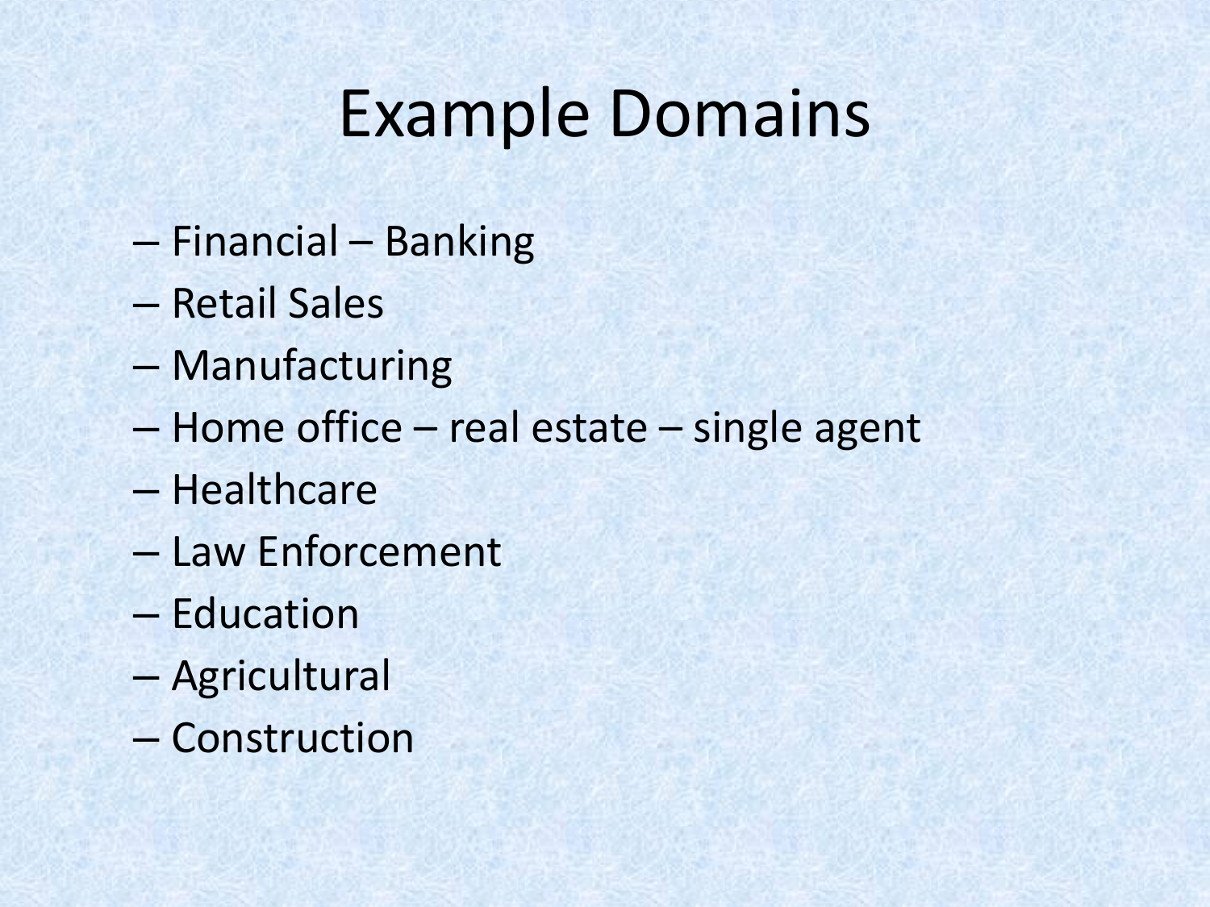# Example Domains

- Financial – Banking
- Retail Sales
- Manufacturing
- Home office – real estate – single agent
- Healthcare
- Law Enforcement
- Education
- Agricultural
- Construction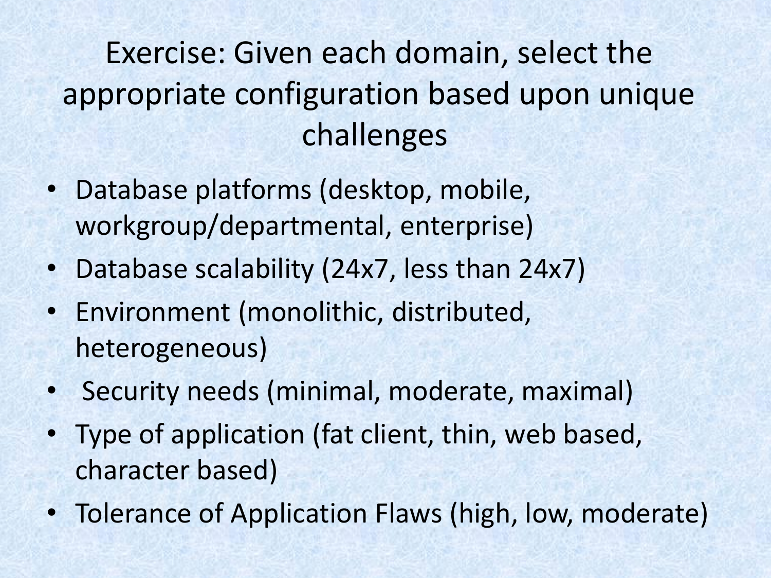# Exercise: Given each domain, select the appropriate configuration based upon unique challenges

- Database platforms (desktop, mobile, workgroup/departmental, enterprise)
- Database scalability (24x7, less than 24x7)
- Environment (monolithic, distributed, heterogeneous)
- Security needs (minimal, moderate, maximal)
- Type of application (fat client, thin, web based, character based)
- Tolerance of Application Flaws (high, low, moderate)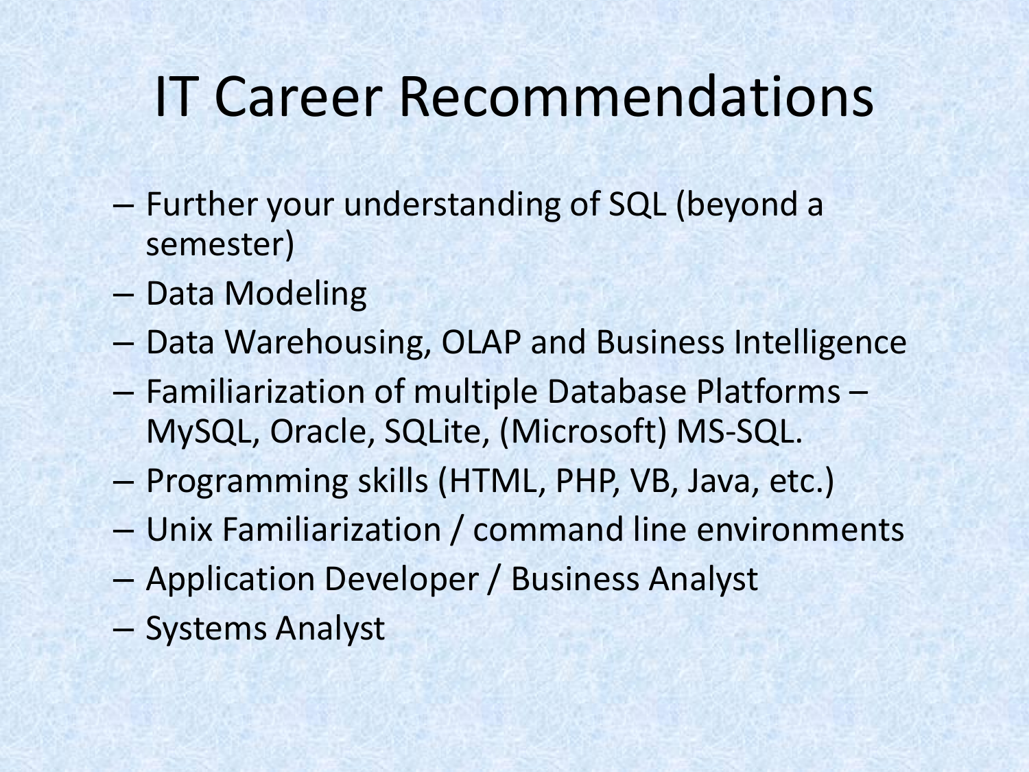# IT Career Recommendations

- Further your understanding of SQL (beyond a semester)
- Data Modeling
- Data Warehousing, OLAP and Business Intelligence
- Familiarization of multiple Database Platforms – MySQL, Oracle, SQLite, (Microsoft) MS-SQL.
- Programming skills (HTML, PHP, VB, Java, etc.)
- Unix Familiarization / command line environments
- Application Developer / Business Analyst
- Systems Analyst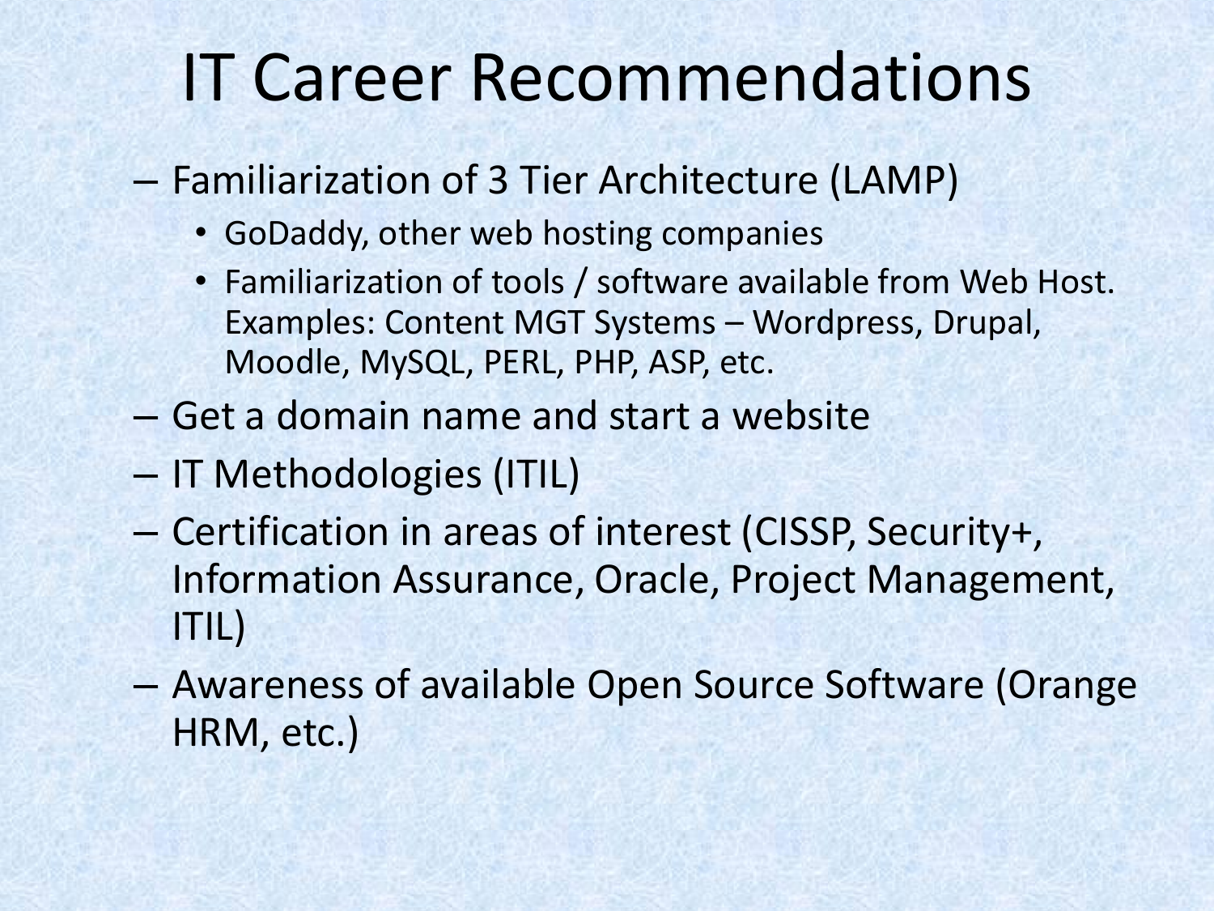# IT Career Recommendations

- Familiarization of 3 Tier Architecture (LAMP)
  - GoDaddy, other web hosting companies
  - Familiarization of tools / software available from Web Host. Examples: Content MGT Systems – Wordpress, Drupal, Moodle, MySQL, PERL, PHP, ASP, etc.
- Get a domain name and start a website
- IT Methodologies (ITIL)
- Certification in areas of interest (CISSP, Security+, Information Assurance, Oracle, Project Management, ITIL)
- Awareness of available Open Source Software (Orange HRM, etc.)